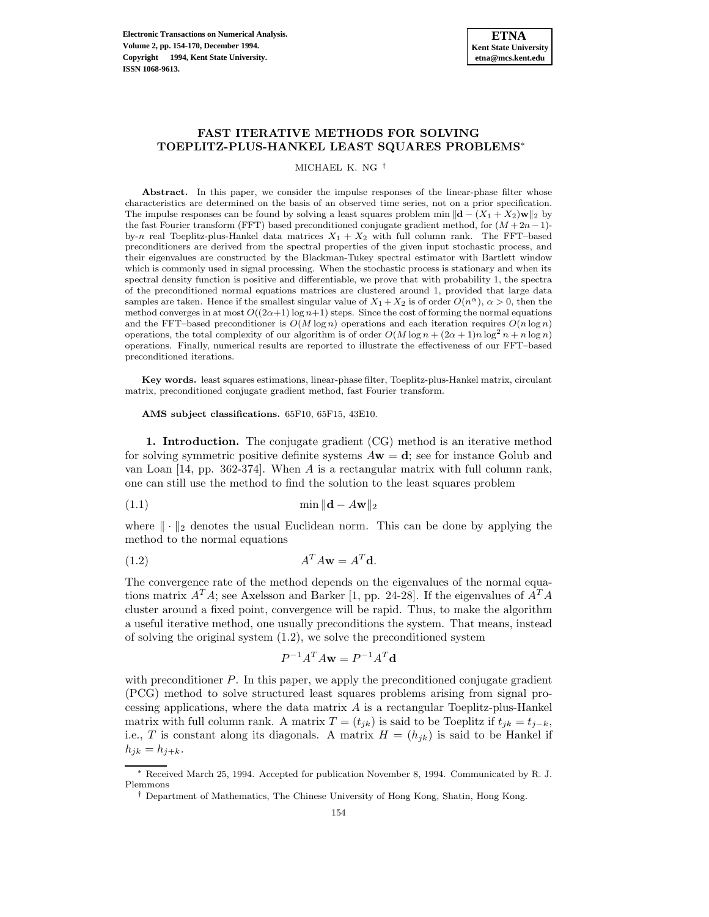# FAST ITERATIVE METHODS FOR SOLVING TOEPLITZ-PLUS-HANKEL LEAST SQUARES PROBLEMS*

MICHAEL K. NG †

**Abstract.** In this paper, we consider the impulse responses of the linear-phase filter whose characteristics are determined on the basis of an observed time series, not on a prior specification. The impulse responses can be found by solving a least squares problem $\min \|\mathbf{d} - (X_1 + X_2)\mathbf{w}\|_2$ by the fast Fourier transform (FFT) based preconditioned conjugate gradient method, for $(M+2n-1)$-by-$n$ real Toeplitz-plus-Hankel data matrices $X_1 + X_2$ with full column rank. The FFT–based preconditioners are derived from the spectral properties of the given input stochastic process, and their eigenvalues are constructed by the Blackman-Tukey spectral estimator with Bartlett window which is commonly used in signal processing. When the stochastic process is stationary and when its spectral density function is positive and differentiable, we prove that with probability 1, the spectra of the preconditioned normal equations matrices are clustered around 1, provided that large data samples are taken. Hence if the smallest singular value of $X_1 + X_2$ is of order $O(n^{\alpha})$, $\alpha > 0$, then the method converges in at most $O((2\alpha+1)\log n+1)$ steps. Since the cost of forming the normal equations and the FFT–based preconditioner is $O(M \log n)$ operations and each iteration requires $O(n \log n)$ operations, the total complexity of our algorithm is of order $O(M \log n + (2\alpha + 1)n \log^2 n + n \log n)$ operations. Finally, numerical results are reported to illustrate the effectiveness of our FFT–based preconditioned iterations.

**Key words.** least squares estimations, linear-phase filter, Toeplitz-plus-Hankel matrix, circulant matrix, preconditioned conjugate gradient method, fast Fourier transform.

**AMS subject classifications.** 65F10, 65F15, 43E10.

**1. Introduction.** The conjugate gradient (CG) method is an iterative method for solving symmetric positive definite systems $A\mathbf{w} = \mathbf{d}$; see for instance Golub and van Loan [14, pp. 362-374]. When $A$ is a rectangular matrix with full column rank, one can still use the method to find the solution to the least squares problem

$$\min \|\mathbf{d} - A\mathbf{w}\|_2 \tag{1.1}$$

where $\|\cdot\|_2$ denotes the usual Euclidean norm. This can be done by applying the method to the normal equations

$$A^T A\mathbf{w} = A^T \mathbf{d}. \tag{1.2}$$

The convergence rate of the method depends on the eigenvalues of the normal equations matrix $A^T A$; see Axelsson and Barker [1, pp. 24-28]. If the eigenvalues of $A^T A$ cluster around a fixed point, convergence will be rapid. Thus, to make the algorithm a useful iterative method, one usually preconditions the system. That means, instead of solving the original system (1.2), we solve the preconditioned system

$$P^{-1}A^T A\mathbf{w} = P^{-1}A^T \mathbf{d}$$

with preconditioner $P$. In this paper, we apply the preconditioned conjugate gradient (PCG) method to solve structured least squares problems arising from signal processing applications, where the data matrix $A$ is a rectangular Toeplitz-plus-Hankel matrix with full column rank. A matrix $T = (t_{jk})$ is said to be Toeplitz if $t_{jk} = t_{j-k}$, i.e., $T$ is constant along its diagonals. A matrix $H = (h_{jk})$ is said to be Hankel if $h_{jk} = h_{j+k}$.

* Received March 25, 1994. Accepted for publication November 8, 1994. Communicated by R. J. Plemmons

† Department of Mathematics, The Chinese University of Hong Kong, Shatin, Hong Kong.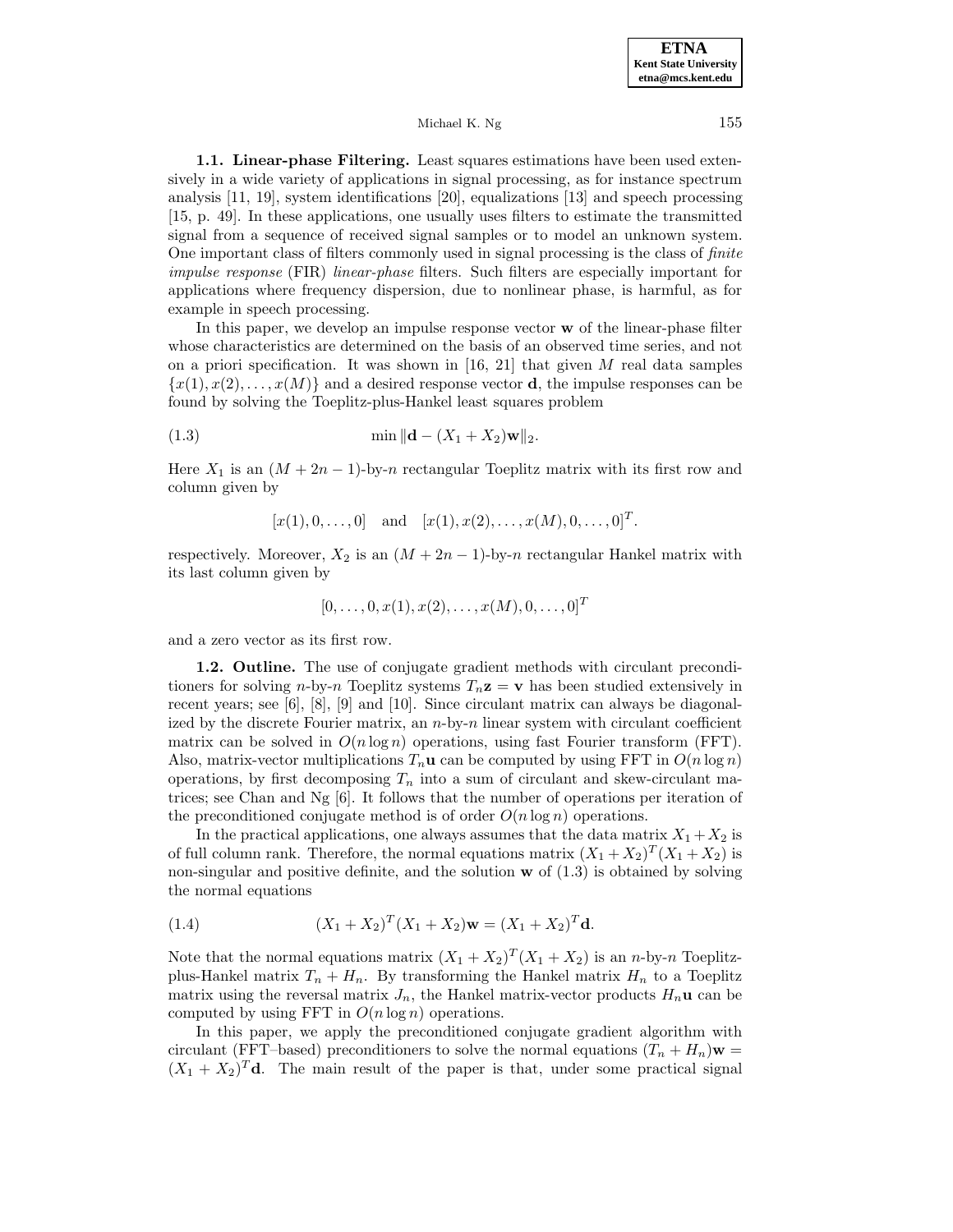**1.1. Linear-phase Filtering.** Least squares estimations have been used extensively in a wide variety of applications in signal processing, as for instance spectrum analysis [11, 19], system identifications [20], equalizations [13] and speech processing [15, p. 49]. In these applications, one usually uses filters to estimate the transmitted signal from a sequence of received signal samples or to model an unknown system. One important class of filters commonly used in signal processing is the class of *finite impulse response* (FIR) *linear-phase* filters. Such filters are especially important for applications where frequency dispersion, due to nonlinear phase, is harmful, as for example in speech processing.

In this paper, we develop an impulse response vector $\mathbf{w}$ of the linear-phase filter whose characteristics are determined on the basis of an observed time series, and not on a priori specification. It was shown in [16, 21] that given $M$ real data samples $\{x(1), x(2), \ldots, x(M)\}$ and a desired response vector $\mathbf{d}$, the impulse responses can be found by solving the Toeplitz-plus-Hankel least squares problem

$$\min \|\mathbf{d} - (X_1 + X_2)\mathbf{w}\|_2. \tag{1.3}$$

Here $X_1$ is an $(M + 2n - 1)$-by-$n$ rectangular Toeplitz matrix with its first row and column given by

$$[x(1), 0, \ldots, 0] \quad \text{and} \quad [x(1), x(2), \ldots, x(M), 0, \ldots, 0]^T.$$

respectively. Moreover, $X_2$ is an $(M + 2n - 1)$-by-$n$ rectangular Hankel matrix with its last column given by

$$[0, \ldots, 0, x(1), x(2), \ldots, x(M), 0, \ldots, 0]^T$$

and a zero vector as its first row.

**1.2. Outline.** The use of conjugate gradient methods with circulant preconditioners for solving $n$-by-$n$ Toeplitz systems $T_n\mathbf{z} = \mathbf{v}$ has been studied extensively in recent years; see [6], [8], [9] and [10]. Since circulant matrix can always be diagonalized by the discrete Fourier matrix, an $n$-by-$n$ linear system with circulant coefficient matrix can be solved in $O(n \log n)$ operations, using fast Fourier transform (FFT). Also, matrix-vector multiplications $T_n\mathbf{u}$ can be computed by using FFT in $O(n \log n)$ operations, by first decomposing $T_n$ into a sum of circulant and skew-circulant matrices; see Chan and Ng [6]. It follows that the number of operations per iteration of the preconditioned conjugate method is of order $O(n \log n)$ operations.

In the practical applications, one always assumes that the data matrix $X_1 + X_2$ is of full column rank. Therefore, the normal equations matrix $(X_1 + X_2)^T(X_1 + X_2)$ is non-singular and positive definite, and the solution $\mathbf{w}$ of (1.3) is obtained by solving the normal equations

$$(X_1 + X_2)^T(X_1 + X_2)\mathbf{w} = (X_1 + X_2)^T\mathbf{d}. \tag{1.4}$$

Note that the normal equations matrix $(X_1 + X_2)^T(X_1 + X_2)$ is an $n$-by-$n$ Toeplitz-plus-Hankel matrix $T_n + H_n$. By transforming the Hankel matrix $H_n$ to a Toeplitz matrix using the reversal matrix $J_n$, the Hankel matrix-vector products $H_n\mathbf{u}$ can be computed by using FFT in $O(n \log n)$ operations.

In this paper, we apply the preconditioned conjugate gradient algorithm with circulant (FFT–based) preconditioners to solve the normal equations $(T_n + H_n)\mathbf{w} = (X_1 + X_2)^T\mathbf{d}$. The main result of the paper is that, under some practical signal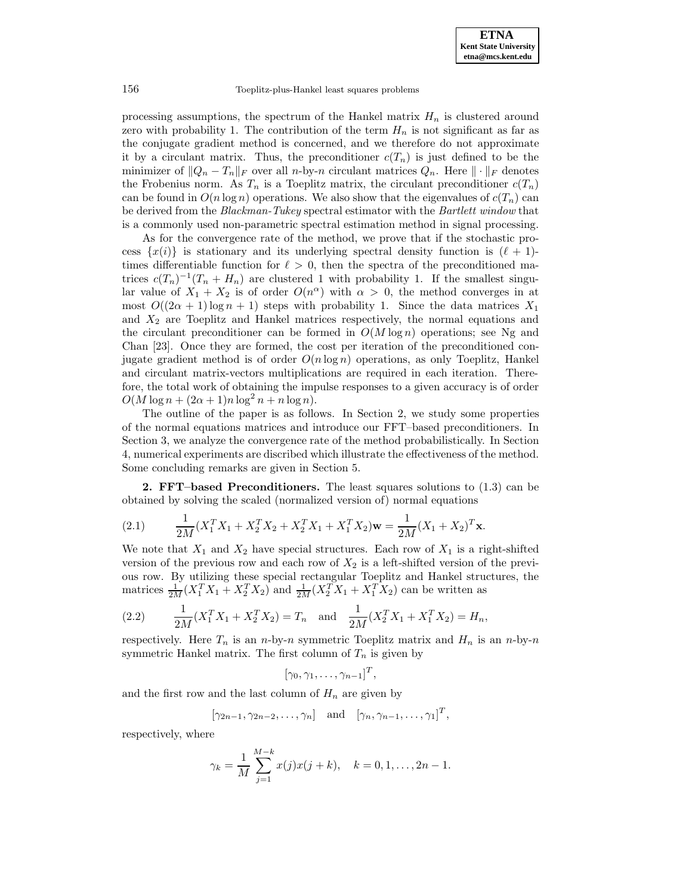processing assumptions, the spectrum of the Hankel matrix $H_n$ is clustered around zero with probability 1. The contribution of the term $H_n$ is not significant as far as the conjugate gradient method is concerned, and we therefore do not approximate it by a circulant matrix. Thus, the preconditioner $c(T_n)$ is just defined to be the minimizer of $\|Q_n - T_n\|_F$ over all $n$-by-$n$ circulant matrices $Q_n$. Here $\|\cdot\|_F$ denotes the Frobenius norm. As $T_n$ is a Toeplitz matrix, the circulant preconditioner $c(T_n)$ can be found in $O(n \log n)$ operations. We also show that the eigenvalues of $c(T_n)$ can be derived from the *Blackman-Tukey* spectral estimator with the *Bartlett window* that is a commonly used non-parametric spectral estimation method in signal processing.

As for the convergence rate of the method, we prove that if the stochastic process $\{x(i)\}$ is stationary and its underlying spectral density function is $(\ell+1)$-times differentiable function for $\ell > 0$, then the spectra of the preconditioned matrices $c(T_n)^{-1}(T_n + H_n)$ are clustered 1 with probability 1. If the smallest singular value of $X_1 + X_2$ is of order $O(n^\alpha)$ with $\alpha > 0$, the method converges in at most $O((2\alpha+1)\log n + 1)$ steps with probability 1. Since the data matrices $X_1$ and $X_2$ are Toeplitz and Hankel matrices respectively, the normal equations and the circulant preconditioner can be formed in $O(M \log n)$ operations; see Ng and Chan [23]. Once they are formed, the cost per iteration of the preconditioned conjugate gradient method is of order $O(n \log n)$ operations, as only Toeplitz, Hankel and circulant matrix-vectors multiplications are required in each iteration. Therefore, the total work of obtaining the impulse responses to a given accuracy is of order $O(M \log n + (2\alpha+1) n \log^2 n + n \log n)$.

The outline of the paper is as follows. In Section 2, we study some properties of the normal equations matrices and introduce our FFT–based preconditioners. In Section 3, we analyze the convergence rate of the method probabilistically. In Section 4, numerical experiments are discribed which illustrate the effectiveness of the method. Some concluding remarks are given in Section 5.

## 2. FFT–based Preconditioners.

The least squares solutions to (1.3) can be obtained by solving the scaled (normalized version of) normal equations

$$\frac{1}{2M}(X_1^T X_1 + X_2^T X_2 + X_2^T X_1 + X_1^T X_2)\mathbf{w} = \frac{1}{2M}(X_1 + X_2)^T \mathbf{x}. \tag{2.1}$$

We note that $X_1$ and $X_2$ have special structures. Each row of $X_1$ is a right-shifted version of the previous row and each row of $X_2$ is a left-shifted version of the previous row. By utilizing these special rectangular Toeplitz and Hankel structures, the matrices $\frac{1}{2M}(X_1^T X_1 + X_2^T X_2)$ and $\frac{1}{2M}(X_2^T X_1 + X_1^T X_2)$ can be written as

$$\frac{1}{2M}(X_1^T X_1 + X_2^T X_2) = T_n \quad \text{and} \quad \frac{1}{2M}(X_2^T X_1 + X_1^T X_2) = H_n, \tag{2.2}$$

respectively. Here $T_n$ is an $n$-by-$n$ symmetric Toeplitz matrix and $H_n$ is an $n$-by-$n$ symmetric Hankel matrix. The first column of $T_n$ is given by

$$[\gamma_0, \gamma_1, \ldots, \gamma_{n-1}]^T,$$

and the first row and the last column of $H_n$ are given by

$$[\gamma_{2n-1}, \gamma_{2n-2}, \ldots, \gamma_n] \quad \text{and} \quad [\gamma_n, \gamma_{n-1}, \ldots, \gamma_1]^T,$$

respectively, where

$$\gamma_k = \frac{1}{M}\sum_{j=1}^{M-k} x(j)x(j+k), \quad k = 0, 1, \ldots, 2n-1.$$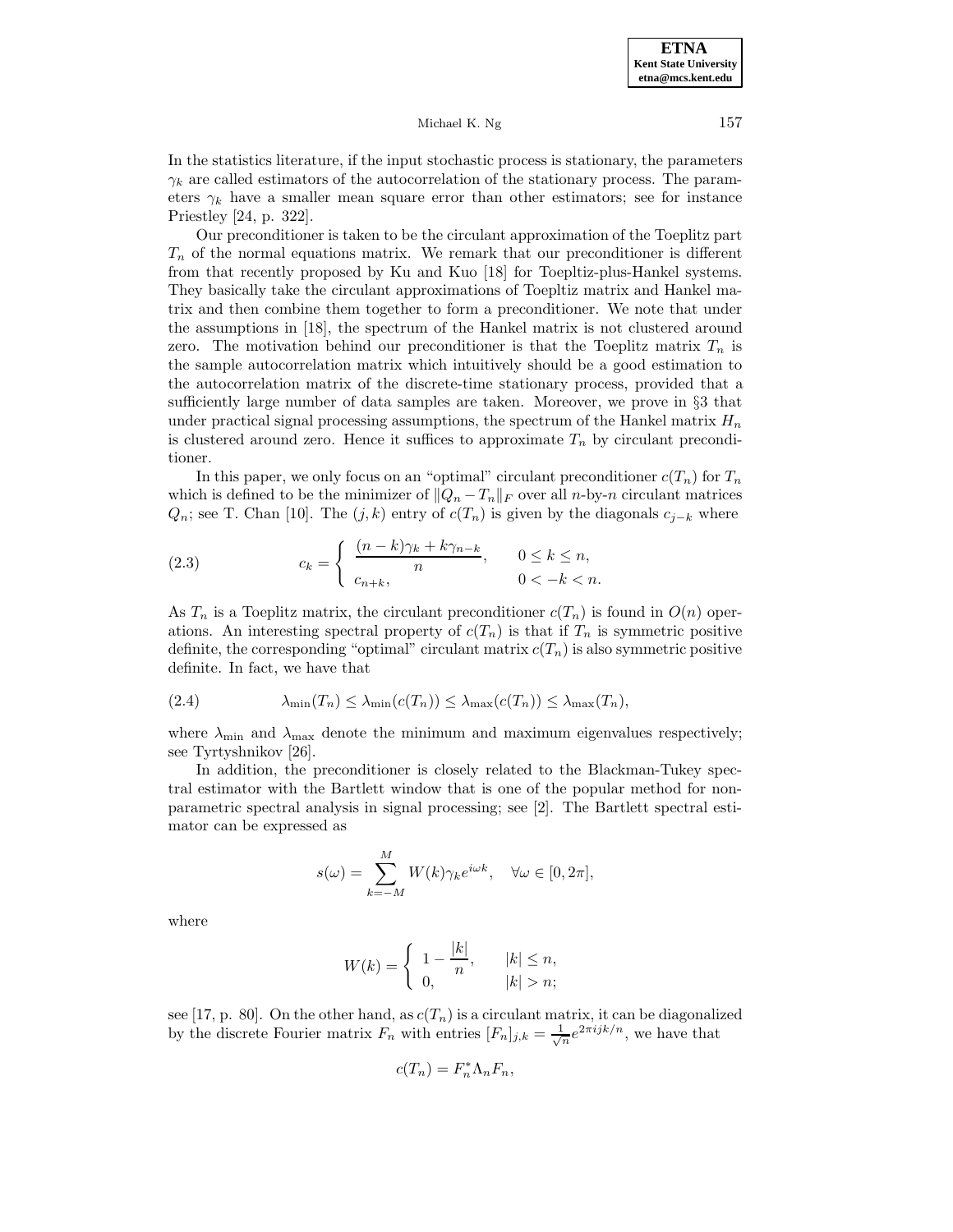In the statistics literature, if the input stochastic process is stationary, the parameters $\gamma_k$ are called estimators of the autocorrelation of the stationary process. The parameters $\gamma_k$ have a smaller mean square error than other estimators; see for instance Priestley [24, p. 322].

Our preconditioner is taken to be the circulant approximation of the Toeplitz part $T_n$ of the normal equations matrix. We remark that our preconditioner is different from that recently proposed by Ku and Kuo [18] for Toepltiz-plus-Hankel systems. They basically take the circulant approximations of Toepltiz matrix and Hankel matrix and then combine them together to form a preconditioner. We note that under the assumptions in [18], the spectrum of the Hankel matrix is not clustered around zero. The motivation behind our preconditioner is that the Toeplitz matrix $T_n$ is the sample autocorrelation matrix which intuitively should be a good estimation to the autocorrelation matrix of the discrete-time stationary process, provided that a sufficiently large number of data samples are taken. Moreover, we prove in §3 that under practical signal processing assumptions, the spectrum of the Hankel matrix $H_n$ is clustered around zero. Hence it suffices to approximate $T_n$ by circulant preconditioner.

In this paper, we only focus on an "optimal" circulant preconditioner $c(T_n)$ for $T_n$ which is defined to be the minimizer of $\|Q_n - T_n\|_F$ over all $n$-by-$n$ circulant matrices $Q_n$; see T. Chan [10]. The $(j,k)$ entry of $c(T_n)$ is given by the diagonals $c_{j-k}$ where

$$c_k = \begin{cases} \dfrac{(n-k)\gamma_k + k\gamma_{n-k}}{n}, & 0 \le k \le n, \\ c_{n+k}, & 0 < -k < n. \end{cases} \tag{2.3}$$

As $T_n$ is a Toeplitz matrix, the circulant preconditioner $c(T_n)$ is found in $O(n)$ operations. An interesting spectral property of $c(T_n)$ is that if $T_n$ is symmetric positive definite, the corresponding "optimal" circulant matrix $c(T_n)$ is also symmetric positive definite. In fact, we have that

$$\lambda_{\min}(T_n) \le \lambda_{\min}(c(T_n)) \le \lambda_{\max}(c(T_n)) \le \lambda_{\max}(T_n), \tag{2.4}$$

where $\lambda_{\min}$ and $\lambda_{\max}$ denote the minimum and maximum eigenvalues respectively; see Tyrtyshnikov [26].

In addition, the preconditioner is closely related to the Blackman-Tukey spectral estimator with the Bartlett window that is one of the popular method for non-parametric spectral analysis in signal processing; see [2]. The Bartlett spectral estimator can be expressed as

$$s(\omega) = \sum_{k=-M}^{M} W(k)\gamma_k e^{i\omega k}, \quad \forall \omega \in [0, 2\pi],$$

where

$$W(k) = \begin{cases} 1 - \dfrac{|k|}{n}, & |k| \le n, \\ 0, & |k| > n; \end{cases}$$

see [17, p. 80]. On the other hand, as $c(T_n)$ is a circulant matrix, it can be diagonalized by the discrete Fourier matrix $F_n$ with entries $[F_n]_{j,k} = \frac{1}{\sqrt{n}} e^{2\pi ijk/n}$, we have that

$$c(T_n) = F_n^* \Lambda_n F_n,$$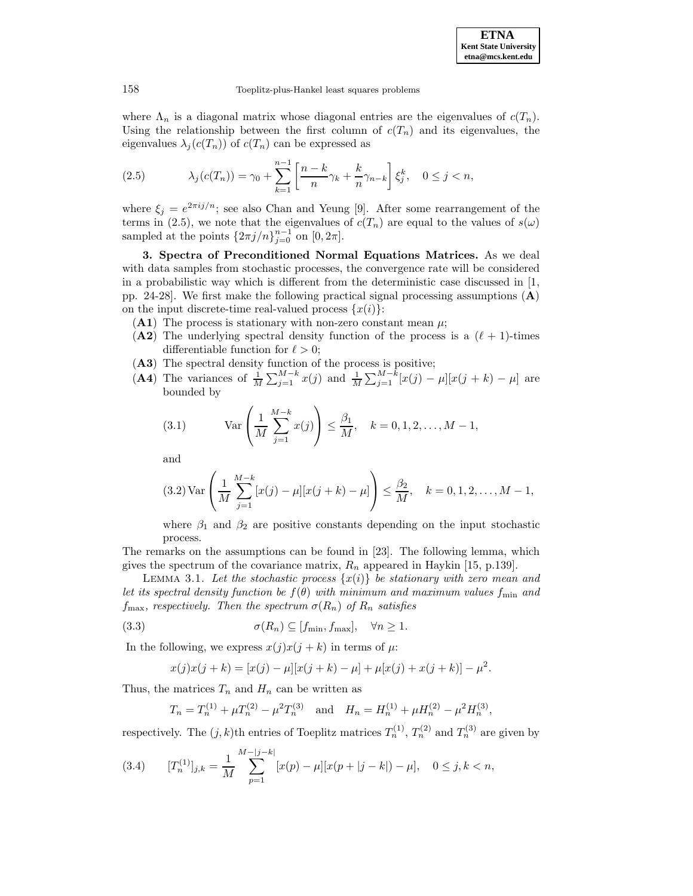where $\Lambda_n$ is a diagonal matrix whose diagonal entries are the eigenvalues of $c(T_n)$. Using the relationship between the first column of $c(T_n)$ and its eigenvalues, the eigenvalues $\lambda_j(c(T_n))$ of $c(T_n)$ can be expressed as

$$\lambda_j(c(T_n)) = \gamma_0 + \sum_{k=1}^{n-1} \left[ \frac{n-k}{n}\gamma_k + \frac{k}{n}\gamma_{n-k} \right] \xi_j^k, \quad 0 \le j < n, \tag{2.5}$$

where $\xi_j = e^{2\pi i j/n}$; see also Chan and Yeung [9]. After some rearrangement of the terms in (2.5), we note that the eigenvalues of $c(T_n)$ are equal to the values of $s(\omega)$ sampled at the points $\{2\pi j/n\}_{j=0}^{n-1}$ on $[0, 2\pi]$.

**3. Spectra of Preconditioned Normal Equations Matrices.** As we deal with data samples from stochastic processes, the convergence rate will be considered in a probabilistic way which is different from the deterministic case discussed in [1, pp. 24-28]. We first make the following practical signal processing assumptions (**A**) on the input discrete-time real-valued process $\{x(i)\}$:

- (**A1**) The process is stationary with non-zero constant mean $\mu$;
- (**A2**) The underlying spectral density function of the process is a $(\ell+1)$-times differentiable function for $\ell > 0$;
- (**A3**) The spectral density function of the process is positive;
- (**A4**) The variances of $\frac{1}{M}\sum_{j=1}^{M-k} x(j)$ and $\frac{1}{M}\sum_{j=1}^{M-k}[x(j)-\mu][x(j+k)-\mu]$ are bounded by

$$\text{Var}\left( \frac{1}{M}\sum_{j=1}^{M-k} x(j) \right) \le \frac{\beta_1}{M}, \quad k = 0, 1, 2, \ldots, M-1, \tag{3.1}$$

and

$$\text{Var}\left( \frac{1}{M}\sum_{j=1}^{M-k} [x(j)-\mu][x(j+k)-\mu] \right) \le \frac{\beta_2}{M}, \quad k = 0, 1, 2, \ldots, M-1, \tag{3.2}$$

where $\beta_1$ and $\beta_2$ are positive constants depending on the input stochastic process.

The remarks on the assumptions can be found in [23]. The following lemma, which gives the spectrum of the covariance matrix, $R_n$ appeared in Haykin [15, p.139].

Lemma 3.1. *Let the stochastic process $\{x(i)\}$ be stationary with zero mean and let its spectral density function be $f(\theta)$ with minimum and maximum values $f_{\min}$ and $f_{\max}$, respectively. Then the spectrum $\sigma(R_n)$ of $R_n$ satisfies*

$$\sigma(R_n) \subseteq [f_{\min}, f_{\max}], \quad \forall n \ge 1. \tag{3.3}$$

In the following, we express $x(j)x(j+k)$ in terms of $\mu$:

$$x(j)x(j+k) = [x(j)-\mu][x(j+k)-\mu] + \mu[x(j) + x(j+k)] - \mu^2.$$

Thus, the matrices $T_n$ and $H_n$ can be written as

$$T_n = T_n^{(1)} + \mu T_n^{(2)} - \mu^2 T_n^{(3)} \quad \text{and} \quad H_n = H_n^{(1)} + \mu H_n^{(2)} - \mu^2 H_n^{(3)},$$

respectively. The $(j,k)$th entries of Toeplitz matrices $T_n^{(1)}$, $T_n^{(2)}$ and $T_n^{(3)}$ are given by

$$[T_n^{(1)}]_{j,k} = \frac{1}{M}\sum_{p=1}^{M-|j-k|} [x(p)-\mu][x(p+|j-k|)-\mu], \quad 0 \le j, k < n, \tag{3.4}$$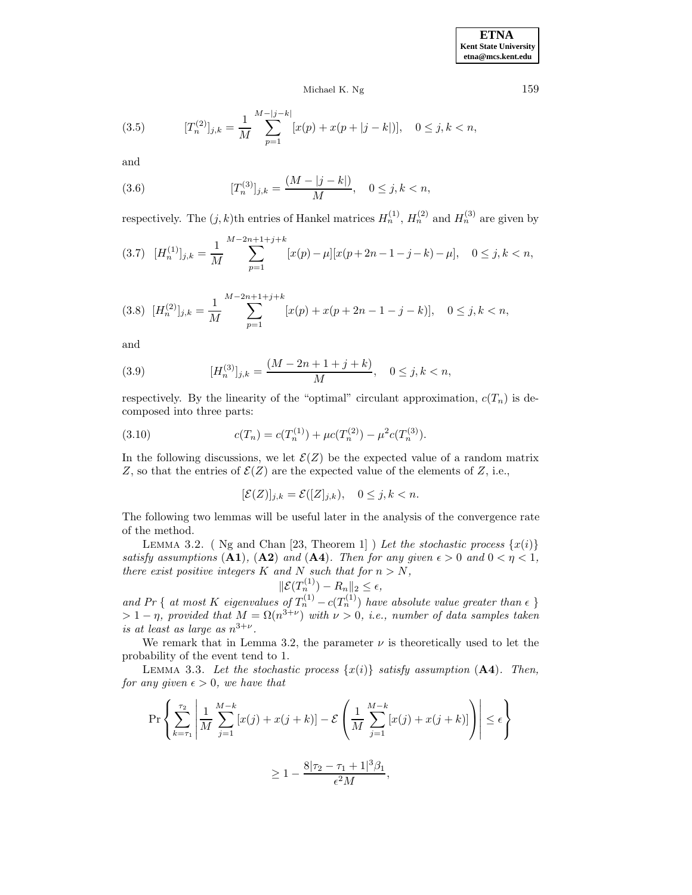$$[T_n^{(2)}]_{j,k} = \frac{1}{M} \sum_{p=1}^{M-|j-k|} [x(p) + x(p + |j-k|)], \quad 0 \le j, k < n, \tag{3.5}$$

and

$$[T_n^{(3)}]_{j,k} = \frac{(M - |j-k|)}{M}, \quad 0 \le j, k < n, \tag{3.6}$$

respectively. The $(j,k)$th entries of Hankel matrices $H_n^{(1)}$, $H_n^{(2)}$ and $H_n^{(3)}$ are given by

$$[H_n^{(1)}]_{j,k} = \frac{1}{M} \sum_{p=1}^{M-2n+1+j+k} [x(p) - \mu][x(p+2n-1-j-k) - \mu], \quad 0 \le j, k < n, \tag{3.7}$$

$$[H_n^{(2)}]_{j,k} = \frac{1}{M} \sum_{p=1}^{M-2n+1+j+k} [x(p) + x(p+2n-1-j-k)], \quad 0 \le j, k < n, \tag{3.8}$$

and

$$[H_n^{(3)}]_{j,k} = \frac{(M - 2n + 1 + j + k)}{M}, \quad 0 \le j, k < n, \tag{3.9}$$

respectively. By the linearity of the "optimal" circulant approximation, $c(T_n)$ is decomposed into three parts:

$$c(T_n) = c(T_n^{(1)}) + \mu c(T_n^{(2)}) - \mu^2 c(T_n^{(3)}). \tag{3.10}$$

In the following discussions, we let $\mathcal{E}(Z)$ be the expected value of a random matrix $Z$, so that the entries of $\mathcal{E}(Z)$ are the expected value of the elements of $Z$, i.e.,

$$[\mathcal{E}(Z)]_{j,k} = \mathcal{E}([Z]_{j,k}), \quad 0 \le j, k < n.$$

The following two lemmas will be useful later in the analysis of the convergence rate of the method.

LEMMA 3.2. ( Ng and Chan [23, Theorem 1] ) *Let the stochastic process $\{x(i)\}$ satisfy assumptions* (**A1**), (**A2**) *and* (**A4**). *Then for any given $\epsilon > 0$ and $0 < \eta < 1$, there exist positive integers $K$ and $N$ such that for $n > N$,*

$$\|\mathcal{E}(T_n^{(1)}) - R_n\|_2 \le \epsilon,$$

*and $Pr$ { at most $K$ eigenvalues of $T_n^{(1)} - c(T_n^{(1)})$ have absolute value greater than $\epsilon$ } $> 1 - \eta$, provided that $M = \Omega(n^{3+\nu})$ with $\nu > 0$, i.e., number of data samples taken is at least as large as $n^{3+\nu}$.*

We remark that in Lemma 3.2, the parameter $\nu$ is theoretically used to let the probability of the event tend to 1.

LEMMA 3.3. *Let the stochastic process $\{x(i)\}$ satisfy assumption* (**A4**). *Then, for any given $\epsilon > 0$, we have that*

$$\Pr\left\{ \sum_{k=\tau_1}^{\tau_2} \left| \frac{1}{M} \sum_{j=1}^{M-k} [x(j) + x(j+k)] - \mathcal{E}\left( \frac{1}{M} \sum_{j=1}^{M-k} [x(j) + x(j+k)] \right) \right| \le \epsilon \right\}$$

$$\ge 1 - \frac{8|\tau_2 - \tau_1 + 1|^3 \beta_1}{\epsilon^2 M},$$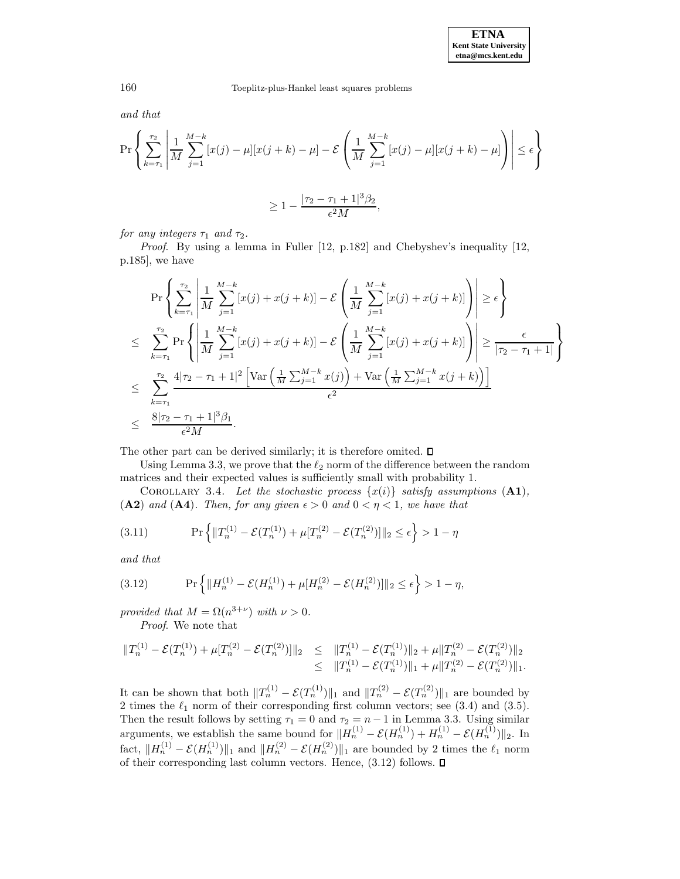*and that*

$$\Pr\left\{ \sum_{k=\tau_1}^{\tau_2} \left| \frac{1}{M} \sum_{j=1}^{M-k} [x(j)-\mu][x(j+k)-\mu] - \mathcal{E}\left( \frac{1}{M} \sum_{j=1}^{M-k} [x(j)-\mu][x(j+k)-\mu] \right) \right| \le \epsilon \right\}$$

$$\ge 1 - \frac{|\tau_2 - \tau_1 + 1|^3 \beta_2}{\epsilon^2 M},$$

*for any integers* $\tau_1$ *and* $\tau_2$.

*Proof.* By using a lemma in Fuller [12, p.182] and Chebyshev's inequality [12, p.185], we have

$$\begin{aligned}
& \Pr\left\{ \sum_{k=\tau_1}^{\tau_2} \left| \frac{1}{M} \sum_{j=1}^{M-k} [x(j)+x(j+k)] - \mathcal{E}\left( \frac{1}{M} \sum_{j=1}^{M-k} [x(j)+x(j+k)] \right) \right| \ge \epsilon \right\} \\
\le \quad & \sum_{k=\tau_1}^{\tau_2} \Pr\left\{ \left| \frac{1}{M} \sum_{j=1}^{M-k} [x(j)+x(j+k)] - \mathcal{E}\left( \frac{1}{M} \sum_{j=1}^{M-k} [x(j)+x(j+k)] \right) \right| \ge \frac{\epsilon}{|\tau_2 - \tau_1 + 1|} \right\} \\
\le \quad & \sum_{k=\tau_1}^{\tau_2} \frac{4|\tau_2 - \tau_1 + 1|^2 \left[ \mathrm{Var}\left( \frac{1}{M} \sum_{j=1}^{M-k} x(j) \right) + \mathrm{Var}\left( \frac{1}{M} \sum_{j=1}^{M-k} x(j+k) \right) \right]}{\epsilon^2} \\
\le \quad & \frac{8|\tau_2 - \tau_1 + 1|^3 \beta_1}{\epsilon^2 M}.
\end{aligned}$$

The other part can be derived similarly; it is therefore omited. ∎

Using Lemma 3.3, we prove that the $\ell_2$ norm of the difference between the random matrices and their expected values is sufficiently small with probability 1.

COROLLARY 3.4. *Let the stochastic process* $\{x(i)\}$ *satisfy assumptions* (**A1**), (**A2**) *and* (**A4**). *Then, for any given* $\epsilon > 0$ *and* $0 < \eta < 1$, *we have that*

$$\Pr\left\{ \| T_n^{(1)} - \mathcal{E}(T_n^{(1)}) + \mu[T_n^{(2)} - \mathcal{E}(T_n^{(2)})] \|_2 \le \epsilon \right\} > 1 - \eta \tag{3.11}$$

*and that*

$$\Pr\left\{ \| H_n^{(1)} - \mathcal{E}(H_n^{(1)}) + \mu[H_n^{(2)} - \mathcal{E}(H_n^{(2)})] \|_2 \le \epsilon \right\} > 1 - \eta, \tag{3.12}$$

*provided that* $M = \Omega(n^{3+\nu})$ *with* $\nu > 0$.

*Proof.* We note that

$$\begin{aligned}
\| T_n^{(1)} - \mathcal{E}(T_n^{(1)}) + \mu[T_n^{(2)} - \mathcal{E}(T_n^{(2)})] \|_2 & \le \| T_n^{(1)} - \mathcal{E}(T_n^{(1)}) \|_2 + \mu \| T_n^{(2)} - \mathcal{E}(T_n^{(2)}) \|_2 \\
& \le \| T_n^{(1)} - \mathcal{E}(T_n^{(1)}) \|_1 + \mu \| T_n^{(2)} - \mathcal{E}(T_n^{(2)}) \|_1.
\end{aligned}$$

It can be shown that both $\|T_n^{(1)} - \mathcal{E}(T_n^{(1)})\|_1$ and $\|T_n^{(2)} - \mathcal{E}(T_n^{(2)})\|_1$ are bounded by 2 times the $\ell_1$ norm of their corresponding first column vectors; see (3.4) and (3.5). Then the result follows by setting $\tau_1 = 0$ and $\tau_2 = n-1$ in Lemma 3.3. Using similar arguments, we establish the same bound for $\|H_n^{(1)} - \mathcal{E}(H_n^{(1)}) + H_n^{(1)} - \mathcal{E}(H_n^{(1)})\|_2$. In fact, $\|H_n^{(1)} - \mathcal{E}(H_n^{(1)})\|_1$ and $\|H_n^{(2)} - \mathcal{E}(H_n^{(2)})\|_1$ are bounded by 2 times the $\ell_1$ norm of their corresponding last column vectors. Hence, (3.12) follows. ∎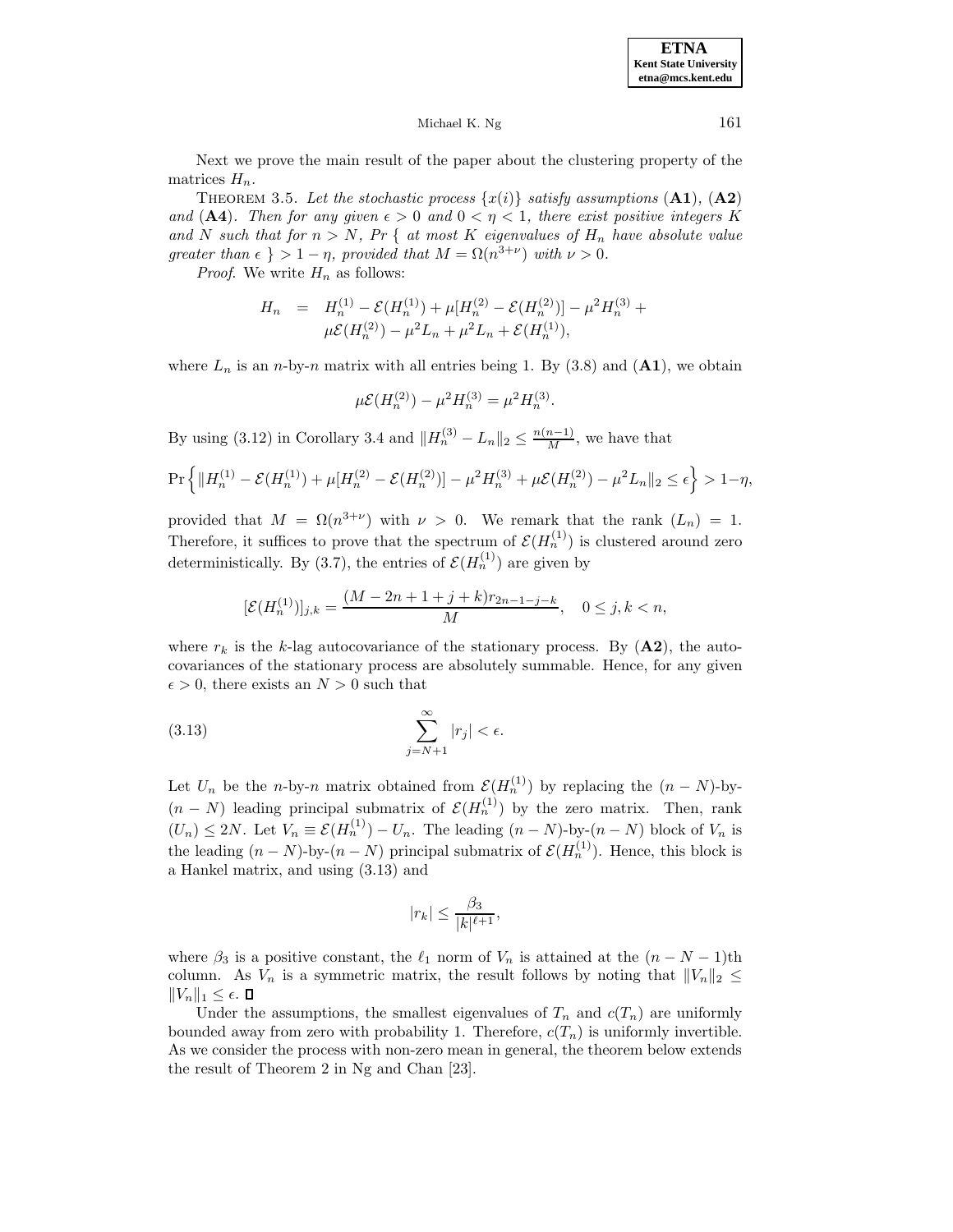Next we prove the main result of the paper about the clustering property of the matrices $H_n$.

THEOREM 3.5. *Let the stochastic process $\{x(i)\}$ satisfy assumptions* (**A1**), (**A2**) *and* (**A4**). *Then for any given $\epsilon > 0$ and $0 < \eta < 1$, there exist positive integers $K$ and $N$ such that for $n > N$, Pr $\{$ at most $K$ eigenvalues of $H_n$ have absolute value greater than $\epsilon$ $\} > 1 - \eta$, provided that $M = \Omega(n^{3+\nu})$ with $\nu > 0$.*

*Proof.* We write $H_n$ as follows:

$$
\begin{aligned}
H_n &= H_n^{(1)} - \mathcal{E}(H_n^{(1)}) + \mu[H_n^{(2)} - \mathcal{E}(H_n^{(2)})] - \mu^2 H_n^{(3)} + \\
&\quad \mu\mathcal{E}(H_n^{(2)}) - \mu^2 L_n + \mu^2 L_n + \mathcal{E}(H_n^{(1)}),
\end{aligned}
$$

where $L_n$ is an $n$-by-$n$ matrix with all entries being 1. By (3.8) and (**A1**), we obtain

$$
\mu\mathcal{E}(H_n^{(2)}) - \mu^2 H_n^{(3)} = \mu^2 H_n^{(3)}.
$$

By using (3.12) in Corollary 3.4 and $\|H_n^{(3)} - L_n\|_2 \leq \frac{n(n-1)}{M}$, we have that

$$
\Pr\left\{\|H_n^{(1)} - \mathcal{E}(H_n^{(1)}) + \mu[H_n^{(2)} - \mathcal{E}(H_n^{(2)})] - \mu^2 H_n^{(3)} + \mu\mathcal{E}(H_n^{(2)}) - \mu^2 L_n\|_2 \leq \epsilon\right\} > 1-\eta,
$$

provided that $M = \Omega(n^{3+\nu})$ with $\nu > 0$. We remark that the rank $(L_n) = 1$. Therefore, it suffices to prove that the spectrum of $\mathcal{E}(H_n^{(1)})$ is clustered around zero deterministically. By (3.7), the entries of $\mathcal{E}(H_n^{(1)})$ are given by

$$
[\mathcal{E}(H_n^{(1)})]_{j,k} = \frac{(M - 2n + 1 + j + k)r_{2n-1-j-k}}{M}, \quad 0 \leq j, k < n,
$$

where $r_k$ is the $k$-lag autocovariance of the stationary process. By (**A2**), the autocovariances of the stationary process are absolutely summable. Hence, for any given $\epsilon > 0$, there exists an $N > 0$ such that

$$
\sum_{j=N+1}^{\infty} |r_j| < \epsilon. \tag{3.13}
$$

Let $U_n$ be the $n$-by-$n$ matrix obtained from $\mathcal{E}(H_n^{(1)})$ by replacing the $(n-N)$-by-$(n-N)$ leading principal submatrix of $\mathcal{E}(H_n^{(1)})$ by the zero matrix. Then, rank $(U_n) \leq 2N$. Let $V_n \equiv \mathcal{E}(H_n^{(1)}) - U_n$. The leading $(n-N)$-by-$(n-N)$ block of $V_n$ is the leading $(n-N)$-by-$(n-N)$ principal submatrix of $\mathcal{E}(H_n^{(1)})$. Hence, this block is a Hankel matrix, and using (3.13) and

$$
|r_k| \leq \frac{\beta_3}{|k|^{\ell+1}},
$$

where $\beta_3$ is a positive constant, the $\ell_1$ norm of $V_n$ is attained at the $(n-N-1)$th column. As $V_n$ is a symmetric matrix, the result follows by noting that $\|V_n\|_2 \leq \|V_n\|_1 \leq \epsilon$. □

Under the assumptions, the smallest eigenvalues of $T_n$ and $c(T_n)$ are uniformly bounded away from zero with probability 1. Therefore, $c(T_n)$ is uniformly invertible. As we consider the process with non-zero mean in general, the theorem below extends the result of Theorem 2 in Ng and Chan [23].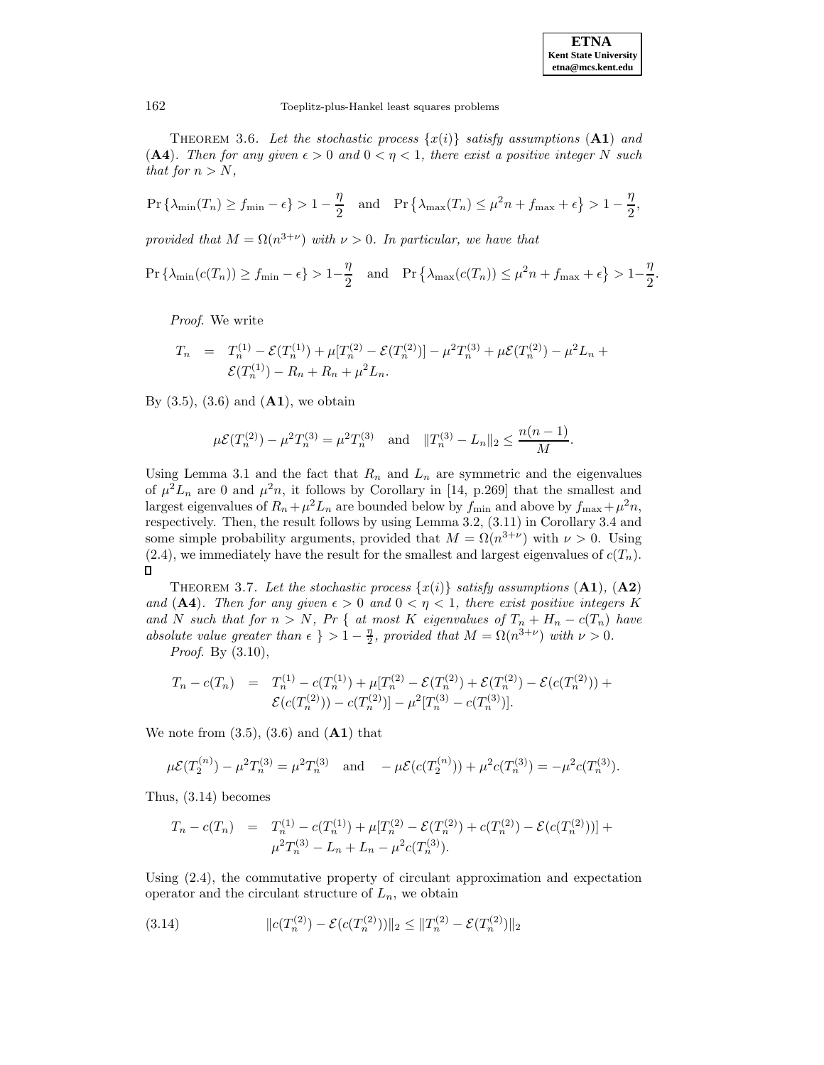THEOREM 3.6. *Let the stochastic process $\{x(i)\}$ satisfy assumptions* (**A1**) *and* (**A4**). *Then for any given $\epsilon > 0$ and $0 < \eta < 1$, there exist a positive integer $N$ such that for $n > N$,*

$$\Pr\{\lambda_{\min}(T_n) \geq f_{\min} - \epsilon\} > 1 - \frac{\eta}{2} \quad \text{and} \quad \Pr\{\lambda_{\max}(T_n) \leq \mu^2 n + f_{\max} + \epsilon\} > 1 - \frac{\eta}{2},$$

*provided that $M = \Omega(n^{3+\nu})$ with $\nu > 0$. In particular, we have that*

$$\Pr\{\lambda_{\min}(c(T_n)) \geq f_{\min} - \epsilon\} > 1 - \frac{\eta}{2} \quad \text{and} \quad \Pr\{\lambda_{\max}(c(T_n)) \leq \mu^2 n + f_{\max} + \epsilon\} > 1 - \frac{\eta}{2}.$$

*Proof*. We write

$$\begin{aligned} T_n &= T_n^{(1)} - \mathcal{E}(T_n^{(1)}) + \mu[T_n^{(2)} - \mathcal{E}(T_n^{(2)})] - \mu^2 T_n^{(3)} + \mu\mathcal{E}(T_n^{(2)}) - \mu^2 L_n + \\ &\quad \mathcal{E}(T_n^{(1)}) - R_n + R_n + \mu^2 L_n. \end{aligned}$$

By (3.5), (3.6) and (**A1**), we obtain

$$\mu\mathcal{E}(T_n^{(2)}) - \mu^2 T_n^{(3)} = \mu^2 T_n^{(3)} \quad \text{and} \quad \|T_n^{(3)} - L_n\|_2 \leq \frac{n(n-1)}{M}.$$

Using Lemma 3.1 and the fact that $R_n$ and $L_n$ are symmetric and the eigenvalues of $\mu^2 L_n$ are 0 and $\mu^2 n$, it follows by Corollary in [14, p.269] that the smallest and largest eigenvalues of $R_n + \mu^2 L_n$ are bounded below by $f_{\min}$ and above by $f_{\max} + \mu^2 n$, respectively. Then, the result follows by using Lemma 3.2, (3.11) in Corollary 3.4 and some simple probability arguments, provided that $M = \Omega(n^{3+\nu})$ with $\nu > 0$. Using (2.4), we immediately have the result for the smallest and largest eigenvalues of $c(T_n)$. □

THEOREM 3.7. *Let the stochastic process $\{x(i)\}$ satisfy assumptions* (**A1**), (**A2**) *and* (**A4**). *Then for any given $\epsilon > 0$ and $0 < \eta < 1$, there exist positive integers $K$ and $N$ such that for $n > N$, Pr { at most $K$ eigenvalues of $T_n + H_n - c(T_n)$ have absolute value greater than $\epsilon$ } $> 1 - \frac{\eta}{2}$, provided that $M = \Omega(n^{3+\nu})$ with $\nu > 0$.*

*Proof*. By (3.10),

$$\begin{aligned} T_n - c(T_n) &= T_n^{(1)} - c(T_n^{(1)}) + \mu[T_n^{(2)} - \mathcal{E}(T_n^{(2)}) + \mathcal{E}(T_n^{(2)}) - \mathcal{E}(c(T_n^{(2)})) + \\ &\quad \mathcal{E}(c(T_n^{(2)})) - c(T_n^{(2)})] - \mu^2[T_n^{(3)} - c(T_n^{(3)})]. \end{aligned}$$

We note from (3.5), (3.6) and (**A1**) that

$$\mu\mathcal{E}(T_2^{(n)}) - \mu^2 T_n^{(3)} = \mu^2 T_n^{(3)} \quad \text{and} \quad -\mu\mathcal{E}(c(T_2^{(n)})) + \mu^2 c(T_n^{(3)}) = -\mu^2 c(T_n^{(3)}).$$

Thus, (3.14) becomes

$$\begin{aligned} T_n - c(T_n) &= T_n^{(1)} - c(T_n^{(1)}) + \mu[T_n^{(2)} - \mathcal{E}(T_n^{(2)}) + c(T_n^{(2)}) - \mathcal{E}(c(T_n^{(2)}))] + \\ &\quad \mu^2 T_n^{(3)} - L_n + L_n - \mu^2 c(T_n^{(3)}). \end{aligned}$$

Using (2.4), the commutative property of circulant approximation and expectation operator and the circulant structure of $L_n$, we obtain

$$\|c(T_n^{(2)}) - \mathcal{E}(c(T_n^{(2)}))\|_2 \leq \|T_n^{(2)} - \mathcal{E}(T_n^{(2)})\|_2 \tag{3.14}$$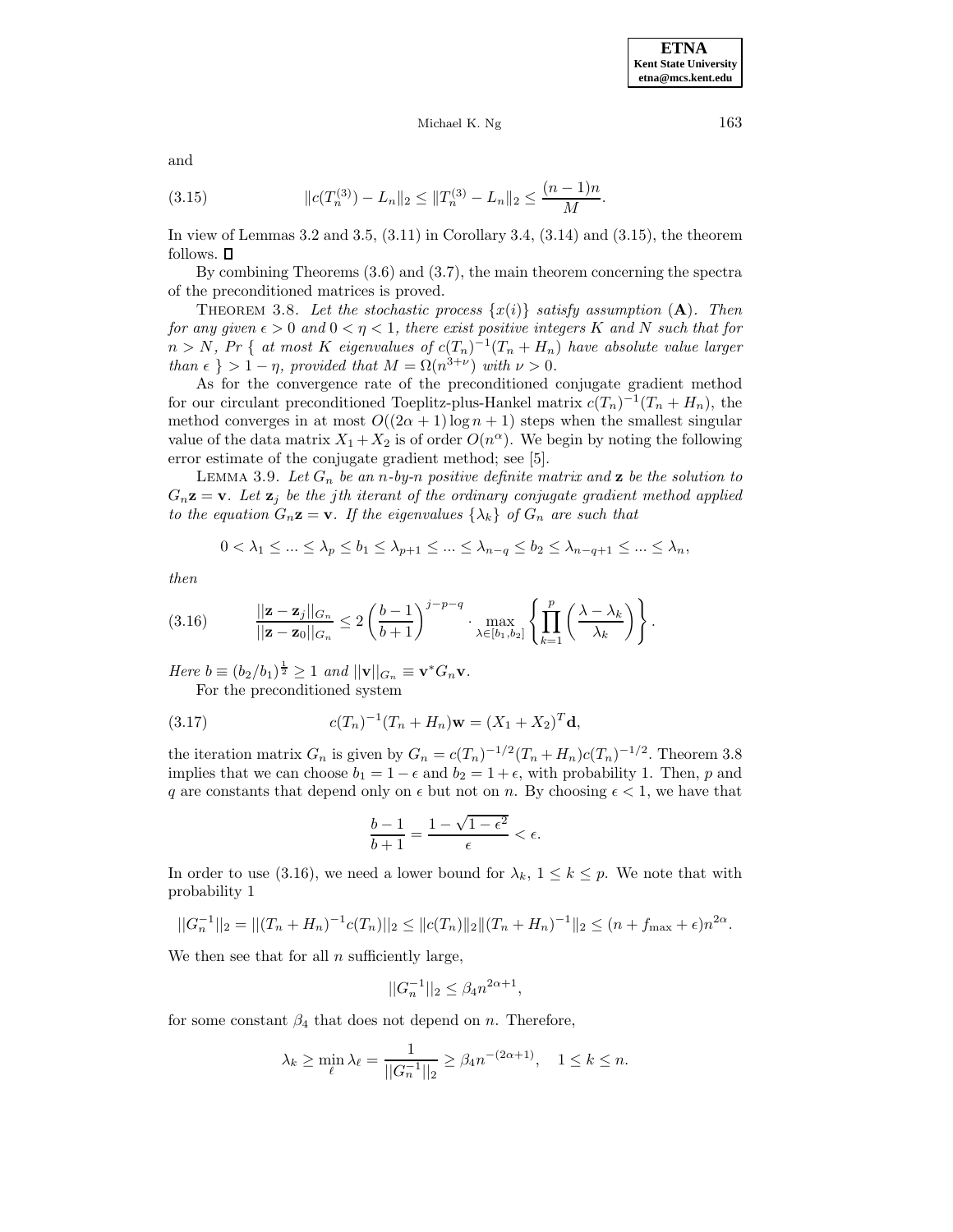and

$$\|c(T_n^{(3)}) - L_n\|_2 \leq \|T_n^{(3)} - L_n\|_2 \leq \frac{(n-1)n}{M}. \tag{3.15}$$

In view of Lemmas 3.2 and 3.5, (3.11) in Corollary 3.4, (3.14) and (3.15), the theorem follows. □

By combining Theorems (3.6) and (3.7), the main theorem concerning the spectra of the preconditioned matrices is proved.

THEOREM 3.8. *Let the stochastic process $\{x(i)\}$ satisfy assumption* (**A**)*. Then for any given $\epsilon > 0$ and $0 < \eta < 1$, there exist positive integers $K$ and $N$ such that for $n > N$, $Pr$ { at most $K$ eigenvalues of $c(T_n)^{-1}(T_n + H_n)$ have absolute value larger than $\epsilon$ } $> 1 - \eta$, provided that $M = \Omega(n^{3+\nu})$ with $\nu > 0$.*

As for the convergence rate of the preconditioned conjugate gradient method for our circulant preconditioned Toeplitz-plus-Hankel matrix $c(T_n)^{-1}(T_n + H_n)$, the method converges in at most $O((2\alpha + 1)\log n + 1)$ steps when the smallest singular value of the data matrix $X_1 + X_2$ is of order $O(n^\alpha)$. We begin by noting the following error estimate of the conjugate gradient method; see [5].

LEMMA 3.9. *Let $G_n$ be an $n$-by-$n$ positive definite matrix and $\mathbf{z}$ be the solution to $G_n\mathbf{z} = \mathbf{v}$. Let $\mathbf{z}_j$ be the $j$th iterant of the ordinary conjugate gradient method applied to the equation $G_n\mathbf{z} = \mathbf{v}$. If the eigenvalues $\{\lambda_k\}$ of $G_n$ are such that*

$$0 < \lambda_1 \leq ... \leq \lambda_p \leq b_1 \leq \lambda_{p+1} \leq ... \leq \lambda_{n-q} \leq b_2 \leq \lambda_{n-q+1} \leq ... \leq \lambda_n,$$

*then*

$$\frac{||\mathbf{z} - \mathbf{z}_j||_{G_n}}{||\mathbf{z} - \mathbf{z}_0||_{G_n}} \leq 2\left(\frac{b-1}{b+1}\right)^{j-p-q} \cdot \max_{\lambda \in [b_1, b_2]} \left\{ \prod_{k=1}^{p} \left(\frac{\lambda - \lambda_k}{\lambda_k}\right) \right\}. \tag{3.16}$$

*Here $b \equiv (b_2/b_1)^{\frac{1}{2}} \geq 1$ and $||\mathbf{v}||_{G_n} \equiv \mathbf{v}^* G_n \mathbf{v}$.*

For the preconditioned system

$$c(T_n)^{-1}(T_n + H_n)\mathbf{w} = (X_1 + X_2)^T\mathbf{d}, \tag{3.17}$$

the iteration matrix $G_n$ is given by $G_n = c(T_n)^{-1/2}(T_n + H_n)c(T_n)^{-1/2}$. Theorem 3.8 implies that we can choose $b_1 = 1 - \epsilon$ and $b_2 = 1 + \epsilon$, with probability 1. Then, $p$ and $q$ are constants that depend only on $\epsilon$ but not on $n$. By choosing $\epsilon < 1$, we have that

$$\frac{b-1}{b+1} = \frac{1 - \sqrt{1 - \epsilon^2}}{\epsilon} < \epsilon.$$

In order to use (3.16), we need a lower bound for $\lambda_k$, $1 \leq k \leq p$. We note that with probability 1

$$||G_n^{-1}||_2 = ||(T_n + H_n)^{-1}c(T_n)||_2 \leq \|c(T_n)\|_2\|(T_n + H_n)^{-1}\|_2 \leq (n + f_{\max} + \epsilon)n^{2\alpha}.$$

We then see that for all $n$ sufficiently large,

$$||G_n^{-1}||_2 \leq \beta_4 n^{2\alpha+1},$$

for some constant $\beta_4$ that does not depend on $n$. Therefore,

$$\lambda_k \geq \min_{\ell} \lambda_\ell = \frac{1}{||G_n^{-1}||_2} \geq \beta_4 n^{-(2\alpha+1)}, \quad 1 \leq k \leq n.$$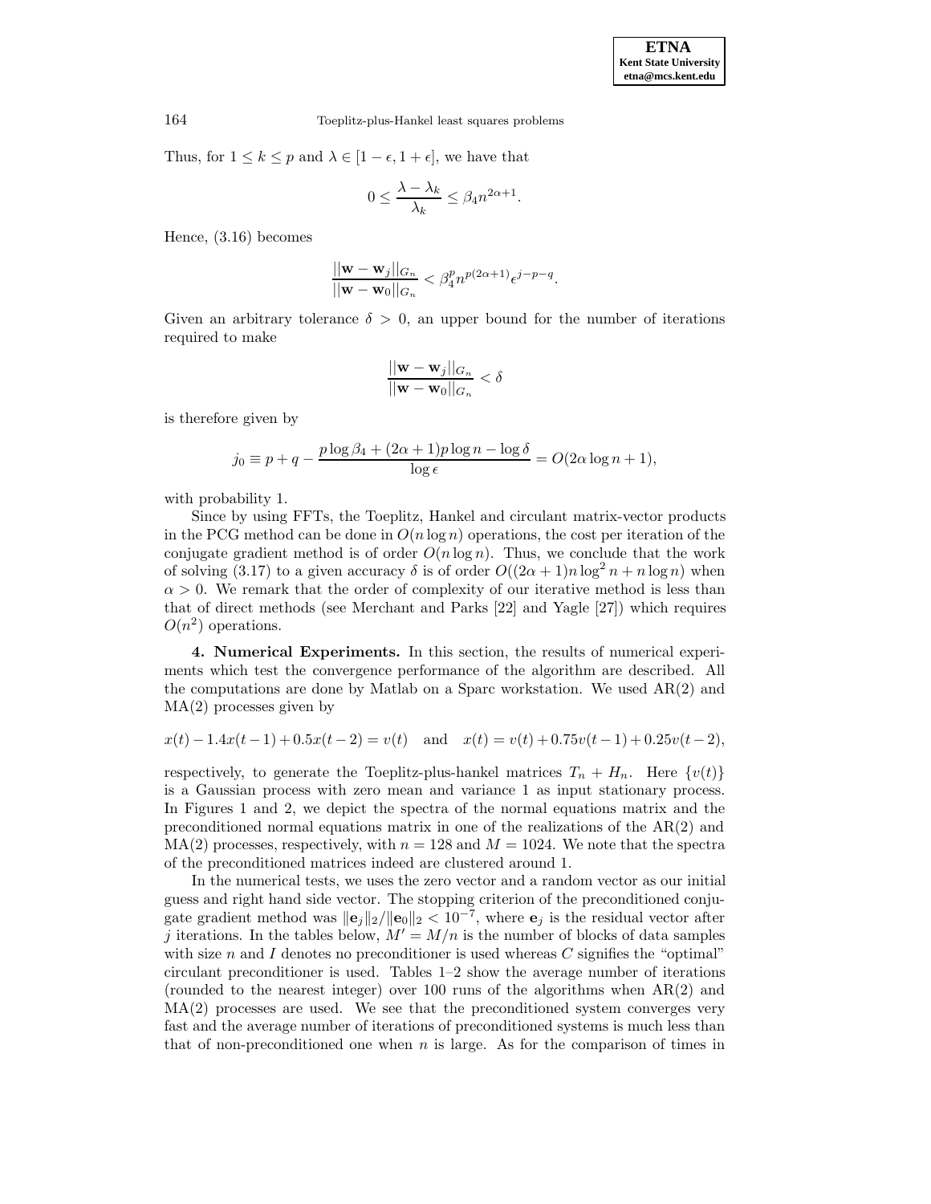Thus, for $1 \le k \le p$ and $\lambda \in [1-\epsilon, 1+\epsilon]$, we have that

$$0 \le \frac{\lambda - \lambda_k}{\lambda_k} \le \beta_4 n^{2\alpha+1}.$$

Hence, (3.16) becomes

$$\frac{||\mathbf{w} - \mathbf{w}_j||_{G_n}}{||\mathbf{w} - \mathbf{w}_0||_{G_n}} < \beta_4^p n^{p(2\alpha+1)} \epsilon^{j-p-q}.$$

Given an arbitrary tolerance $\delta > 0$, an upper bound for the number of iterations required to make

$$\frac{||\mathbf{w} - \mathbf{w}_j||_{G_n}}{||\mathbf{w} - \mathbf{w}_0||_{G_n}} < \delta$$

is therefore given by

$$j_0 \equiv p + q - \frac{p \log \beta_4 + (2\alpha+1)p \log n - \log \delta}{\log \epsilon} = O(2\alpha \log n + 1),$$

with probability 1.

Since by using FFTs, the Toeplitz, Hankel and circulant matrix-vector products in the PCG method can be done in $O(n \log n)$ operations, the cost per iteration of the conjugate gradient method is of order $O(n \log n)$. Thus, we conclude that the work of solving (3.17) to a given accuracy $\delta$ is of order $O((2\alpha+1)n \log^2 n + n \log n)$ when $\alpha > 0$. We remark that the order of complexity of our iterative method is less than that of direct methods (see Merchant and Parks [22] and Yagle [27]) which requires $O(n^2)$ operations.

**4. Numerical Experiments.** In this section, the results of numerical experiments which test the convergence performance of the algorithm are described. All the computations are done by Matlab on a Sparc workstation. We used AR(2) and MA(2) processes given by

$$x(t) - 1.4x(t-1) + 0.5x(t-2) = v(t) \quad \text{and} \quad x(t) = v(t) + 0.75v(t-1) + 0.25v(t-2),$$

respectively, to generate the Toeplitz-plus-hankel matrices $T_n + H_n$. Here $\{v(t)\}$ is a Gaussian process with zero mean and variance 1 as input stationary process. In Figures 1 and 2, we depict the spectra of the normal equations matrix and the preconditioned normal equations matrix in one of the realizations of the AR(2) and MA(2) processes, respectively, with $n = 128$ and $M = 1024$. We note that the spectra of the preconditioned matrices indeed are clustered around 1.

In the numerical tests, we uses the zero vector and a random vector as our initial guess and right hand side vector. The stopping criterion of the preconditioned conjugate gradient method was $\|\mathbf{e}_j\|_2/\|\mathbf{e}_0\|_2 < 10^{-7}$, where $\mathbf{e}_j$ is the residual vector after $j$ iterations. In the tables below, $M' = M/n$ is the number of blocks of data samples with size $n$ and $I$ denotes no preconditioner is used whereas $C$ signifies the "optimal" circulant preconditioner is used. Tables 1–2 show the average number of iterations (rounded to the nearest integer) over 100 runs of the algorithms when AR(2) and MA(2) processes are used. We see that the preconditioned system converges very fast and the average number of iterations of preconditioned systems is much less than that of non-preconditioned one when $n$ is large. As for the comparison of times in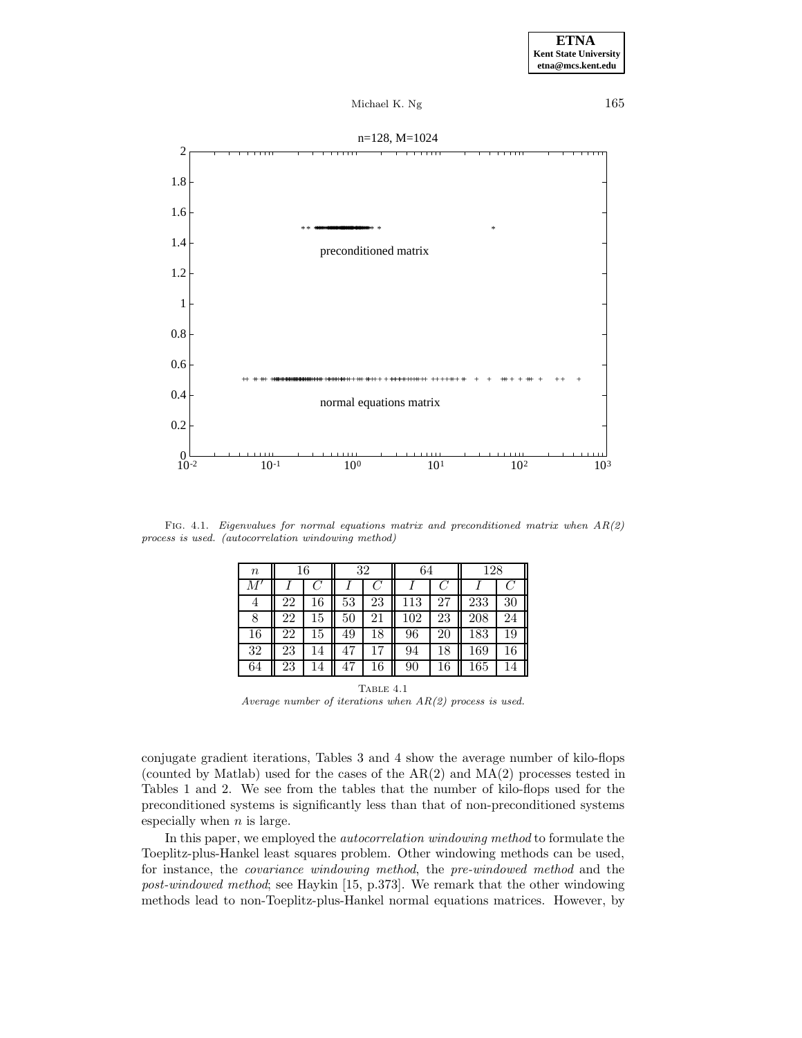FIG. 4.1. *Eigenvalues for normal equations matrix and preconditioned matrix when AR(2) process is used. (autocorrelation windowing method)*

| $n$ | 16 | | 32 | | 64 | | 128 | |
|---|---|---|---|---|---|---|---|---|
| $M'$ | $I$ | $C$ | $I$ | $C$ | $I$ | $C$ | $I$ | $C$ |
| 4 | 22 | 16 | 53 | 23 | 113 | 27 | 233 | 30 |
| 8 | 22 | 15 | 50 | 21 | 102 | 23 | 208 | 24 |
| 16 | 22 | 15 | 49 | 18 | 96 | 20 | 183 | 19 |
| 32 | 23 | 14 | 47 | 17 | 94 | 18 | 169 | 16 |
| 64 | 23 | 14 | 47 | 16 | 90 | 16 | 165 | 14 |

TABLE 4.1
*Average number of iterations when AR(2) process is used.*

conjugate gradient iterations, Tables 3 and 4 show the average number of kilo-flops (counted by Matlab) used for the cases of the AR(2) and MA(2) processes tested in Tables 1 and 2. We see from the tables that the number of kilo-flops used for the preconditioned systems is significantly less than that of non-preconditioned systems especially when $n$ is large.

In this paper, we employed the *autocorrelation windowing method* to formulate the Toeplitz-plus-Hankel least squares problem. Other windowing methods can be used, for instance, the *covariance windowing method*, the *pre-windowed method* and the *post-windowed method*; see Haykin [15, p.373]. We remark that the other windowing methods lead to non-Toeplitz-plus-Hankel normal equations matrices. However, by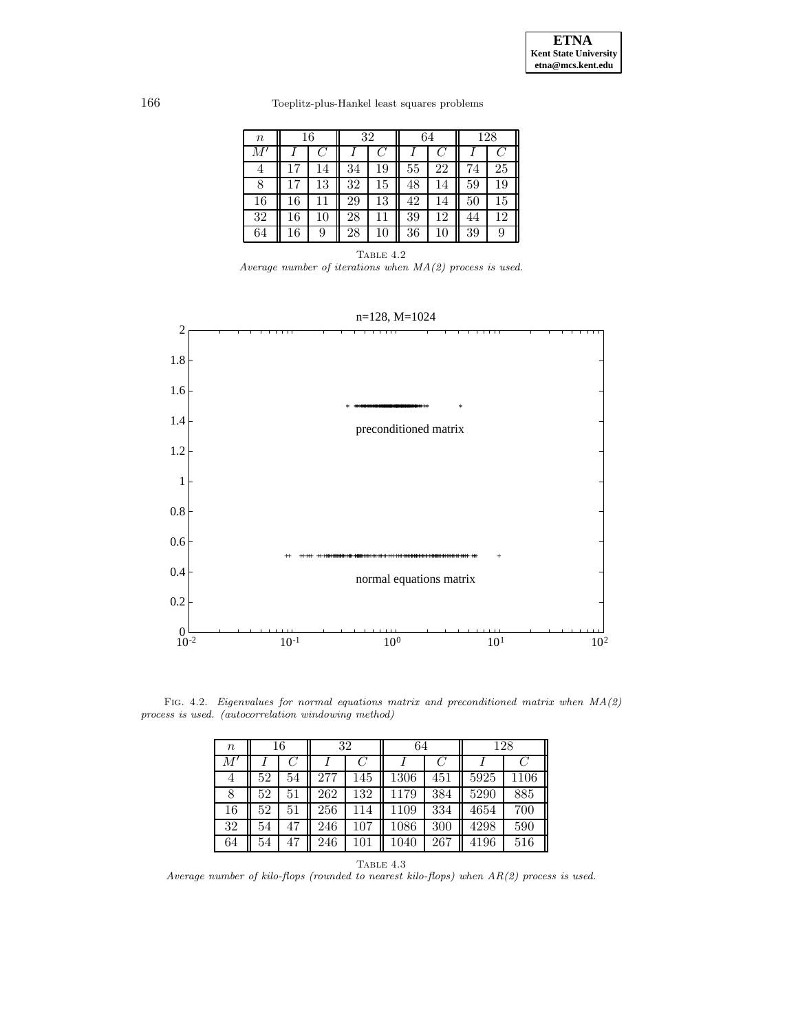| $n$ | 16 | | 32 | | 64 | | 128 | |
|---|---|---|---|---|---|---|---|---|
| $M'$ | $I$ | $C$ | $I$ | $C$ | $I$ | $C$ | $I$ | $C$ |
| 4 | 17 | 14 | 34 | 19 | 55 | 22 | 74 | 25 |
| 8 | 17 | 13 | 32 | 15 | 48 | 14 | 59 | 19 |
| 16 | 16 | 11 | 29 | 13 | 42 | 14 | 50 | 15 |
| 32 | 16 | 10 | 28 | 11 | 39 | 12 | 44 | 12 |
| 64 | 16 | 9 | 28 | 10 | 36 | 10 | 39 | 9 |

TABLE 4.2
*Average number of iterations when MA(2) process is used.*

FIG. 4.2. *Eigenvalues for normal equations matrix and preconditioned matrix when MA(2) process is used. (autocorrelation windowing method)*

| $n$ | 16 | | 32 | | 64 | | 128 | |
|---|---|---|---|---|---|---|---|---|
| $M'$ | $I$ | $C$ | $I$ | $C$ | $I$ | $C$ | $I$ | $C$ |
| 4 | 52 | 54 | 277 | 145 | 1306 | 451 | 5925 | 1106 |
| 8 | 52 | 51 | 262 | 132 | 1179 | 384 | 5290 | 885 |
| 16 | 52 | 51 | 256 | 114 | 1109 | 334 | 4654 | 700 |
| 32 | 54 | 47 | 246 | 107 | 1086 | 300 | 4298 | 590 |
| 64 | 54 | 47 | 246 | 101 | 1040 | 267 | 4196 | 516 |

TABLE 4.3
*Average number of kilo-flops (rounded to nearest kilo-flops) when AR(2) process is used.*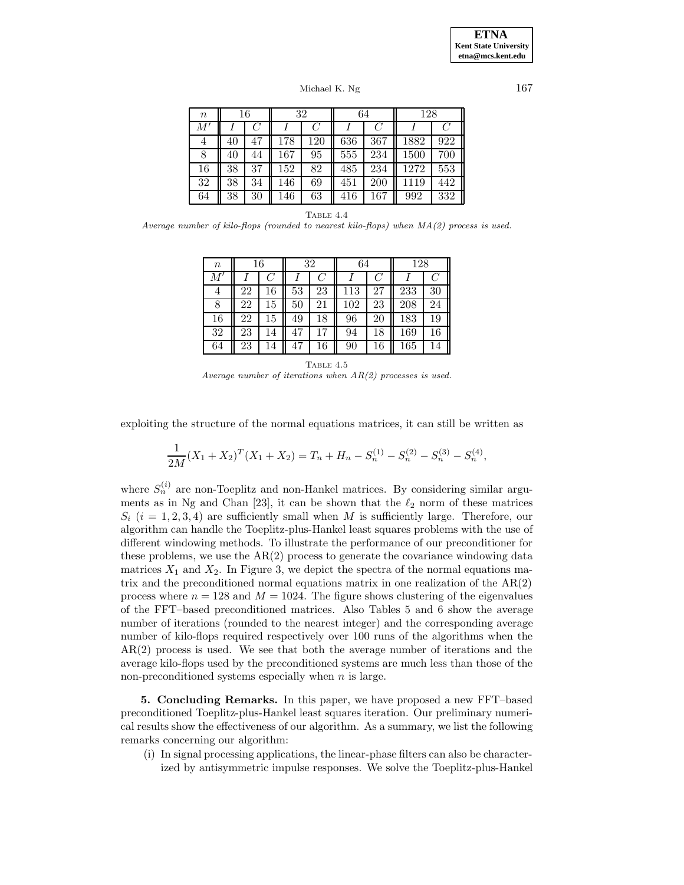| $n$ | 16 | | 32 | | 64 | | 128 | |
|---|---|---|---|---|---|---|---|---|
| $M'$ | $I$ | $C$ | $I$ | $C$ | $I$ | $C$ | $I$ | $C$ |
| 4 | 40 | 47 | 178 | 120 | 636 | 367 | 1882 | 922 |
| 8 | 40 | 44 | 167 | 95 | 555 | 234 | 1500 | 700 |
| 16 | 38 | 37 | 152 | 82 | 485 | 234 | 1272 | 553 |
| 32 | 38 | 34 | 146 | 69 | 451 | 200 | 1119 | 442 |
| 64 | 38 | 30 | 146 | 63 | 416 | 167 | 992 | 332 |

TABLE 4.4
*Average number of kilo-flops (rounded to nearest kilo-flops) when MA(2) process is used.*

| $n$ | 16 | | 32 | | 64 | | 128 | |
|---|---|---|---|---|---|---|---|---|
| $M'$ | $I$ | $C$ | $I$ | $C$ | $I$ | $C$ | $I$ | $C$ |
| 4 | 22 | 16 | 53 | 23 | 113 | 27 | 233 | 30 |
| 8 | 22 | 15 | 50 | 21 | 102 | 23 | 208 | 24 |
| 16 | 22 | 15 | 49 | 18 | 96 | 20 | 183 | 19 |
| 32 | 23 | 14 | 47 | 17 | 94 | 18 | 169 | 16 |
| 64 | 23 | 14 | 47 | 16 | 90 | 16 | 165 | 14 |

TABLE 4.5
*Average number of iterations when AR(2) processes is used.*

exploiting the structure of the normal equations matrices, it can still be written as

$$\frac{1}{2M}(X_1 + X_2)^T(X_1 + X_2) = T_n + H_n - S_n^{(1)} - S_n^{(2)} - S_n^{(3)} - S_n^{(4)},$$

where $S_n^{(i)}$ are non-Toeplitz and non-Hankel matrices. By considering similar arguments as in Ng and Chan [23], it can be shown that the $\ell_2$ norm of these matrices $S_i$ $(i = 1, 2, 3, 4)$ are sufficiently small when $M$ is sufficiently large. Therefore, our algorithm can handle the Toeplitz-plus-Hankel least squares problems with the use of different windowing methods. To illustrate the performance of our preconditioner for these problems, we use the AR(2) process to generate the covariance windowing data matrices $X_1$ and $X_2$. In Figure 3, we depict the spectra of the normal equations matrix and the preconditioned normal equations matrix in one realization of the AR(2) process where $n = 128$ and $M = 1024$. The figure shows clustering of the eigenvalues of the FFT–based preconditioned matrices. Also Tables 5 and 6 show the average number of iterations (rounded to the nearest integer) and the corresponding average number of kilo-flops required respectively over 100 runs of the algorithms when the AR(2) process is used. We see that both the average number of iterations and the average kilo-flops used by the preconditioned systems are much less than those of the non-preconditioned systems especially when $n$ is large.

**5. Concluding Remarks.** In this paper, we have proposed a new FFT–based preconditioned Toeplitz-plus-Hankel least squares iteration. Our preliminary numerical results show the effectiveness of our algorithm. As a summary, we list the following remarks concerning our algorithm:

(i) In signal processing applications, the linear-phase filters can also be characterized by antisymmetric impulse responses. We solve the Toeplitz-plus-Hankel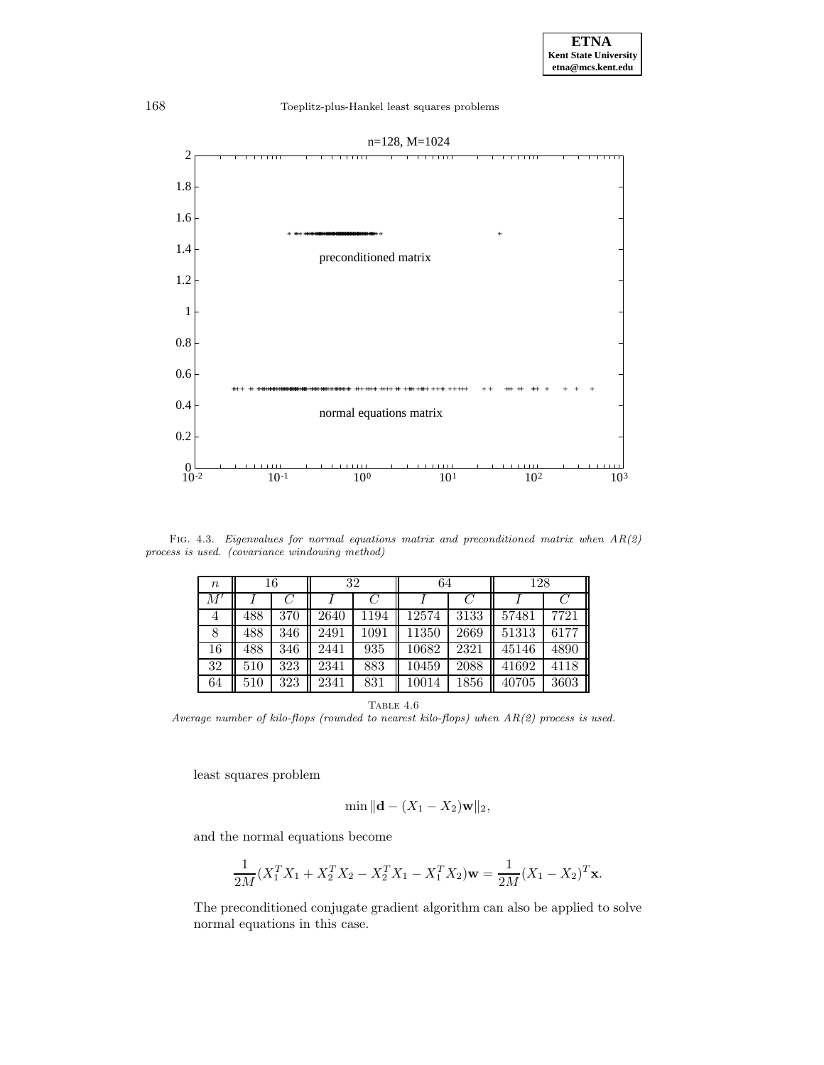n=128, M=1024

preconditioned matrix

normal equations matrix

Fig. 4.3. *Eigenvalues for normal equations matrix and preconditioned matrix when AR(2) process is used. (covariance windowing method)*

| $n$ | 16 | | 32 | | 64 | | 128 | |
|---|---|---|---|---|---|---|---|---|
| $M'$ | $I$ | $C$ | $I$ | $C$ | $I$ | $C$ | $I$ | $C$ |
| 4 | 488 | 370 | 2640 | 1194 | 12574 | 3133 | 57481 | 7721 |
| 8 | 488 | 346 | 2491 | 1091 | 11350 | 2669 | 51313 | 6177 |
| 16 | 488 | 346 | 2441 | 935 | 10682 | 2321 | 45146 | 4890 |
| 32 | 510 | 323 | 2341 | 883 | 10459 | 2088 | 41692 | 4118 |
| 64 | 510 | 323 | 2341 | 831 | 10014 | 1856 | 40705 | 3603 |

Table 4.6

*Average number of kilo-flops (rounded to nearest kilo-flops) when AR(2) process is used.*

least squares problem

$$\min \|\mathbf{d} - (X_1 - X_2)\mathbf{w}\|_2,$$

and the normal equations become

$$\frac{1}{2M}(X_1^T X_1 + X_2^T X_2 - X_2^T X_1 - X_1^T X_2)\mathbf{w} = \frac{1}{2M}(X_1 - X_2)^T \mathbf{x}.$$

The preconditioned conjugate gradient algorithm can also be applied to solve normal equations in this case.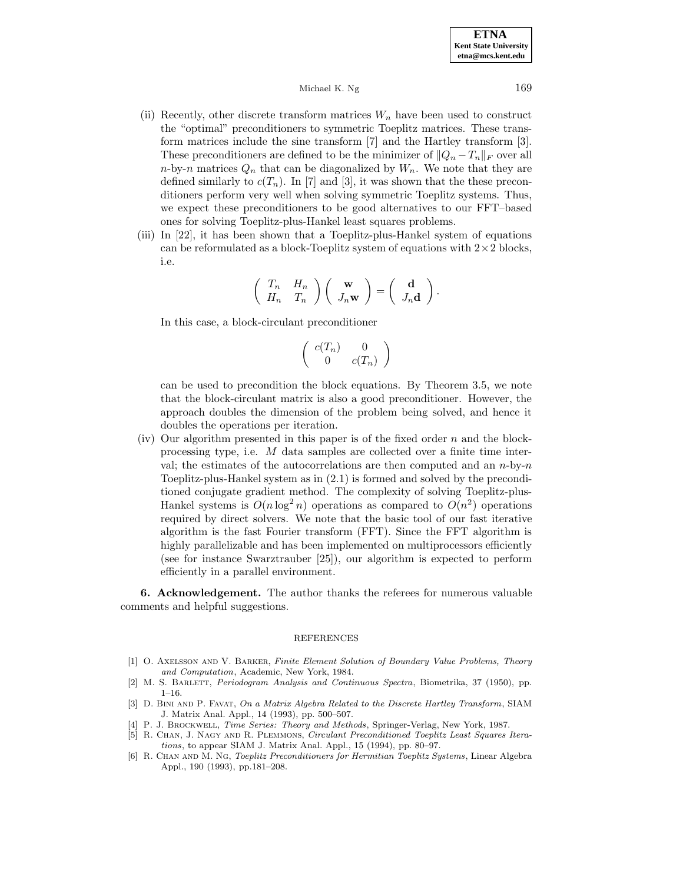(ii) Recently, other discrete transform matrices $W_n$ have been used to construct the "optimal" preconditioners to symmetric Toeplitz matrices. These transform matrices include the sine transform [7] and the Hartley transform [3]. These preconditioners are defined to be the minimizer of $\|Q_n - T_n\|_F$ over all $n$-by-$n$ matrices $Q_n$ that can be diagonalized by $W_n$. We note that they are defined similarly to $c(T_n)$. In [7] and [3], it was shown that the these preconditioners perform very well when solving symmetric Toeplitz systems. Thus, we expect these preconditioners to be good alternatives to our FFT–based ones for solving Toeplitz-plus-Hankel least squares problems.

(iii) In [22], it has been shown that a Toeplitz-plus-Hankel system of equations can be reformulated as a block-Toeplitz system of equations with $2 \times 2$ blocks, i.e.

$$\begin{pmatrix} T_n & H_n \\ H_n & T_n \end{pmatrix} \begin{pmatrix} \mathbf{w} \\ J_n \mathbf{w} \end{pmatrix} = \begin{pmatrix} \mathbf{d} \\ J_n \mathbf{d} \end{pmatrix}.$$

In this case, a block-circulant preconditioner

$$\begin{pmatrix} c(T_n) & 0 \\ 0 & c(T_n) \end{pmatrix}$$

can be used to precondition the block equations. By Theorem 3.5, we note that the block-circulant matrix is also a good preconditioner. However, the approach doubles the dimension of the problem being solved, and hence it doubles the operations per iteration.

(iv) Our algorithm presented in this paper is of the fixed order $n$ and the block-processing type, i.e. $M$ data samples are collected over a finite time interval; the estimates of the autocorrelations are then computed and an $n$-by-$n$ Toeplitz-plus-Hankel system as in (2.1) is formed and solved by the preconditioned conjugate gradient method. The complexity of solving Toeplitz-plus-Hankel systems is $O(n \log^2 n)$ operations as compared to $O(n^2)$ operations required by direct solvers. We note that the basic tool of our fast iterative algorithm is the fast Fourier transform (FFT). Since the FFT algorithm is highly parallelizable and has been implemented on multiprocessors efficiently (see for instance Swarztrauber [25]), our algorithm is expected to perform efficiently in a parallel environment.

**6. Acknowledgement.** The author thanks the referees for numerous valuable comments and helpful suggestions.

## REFERENCES

[1] O. Axelsson and V. Barker, *Finite Element Solution of Boundary Value Problems, Theory and Computation*, Academic, New York, 1984.

[2] M. S. Barlett, *Periodogram Analysis and Continuous Spectra*, Biometrika, 37 (1950), pp. 1–16.

[3] D. Bini and P. Favat, *On a Matrix Algebra Related to the Discrete Hartley Transform*, SIAM J. Matrix Anal. Appl., 14 (1993), pp. 500–507.

[4] P. J. Brockwell, *Time Series: Theory and Methods*, Springer-Verlag, New York, 1987.

[5] R. Chan, J. Nagy and R. Plemmons, *Circulant Preconditioned Toeplitz Least Squares Iterations*, to appear SIAM J. Matrix Anal. Appl., 15 (1994), pp. 80–97.

[6] R. Chan and M. Ng, *Toeplitz Preconditioners for Hermitian Toeplitz Systems*, Linear Algebra Appl., 190 (1993), pp.181–208.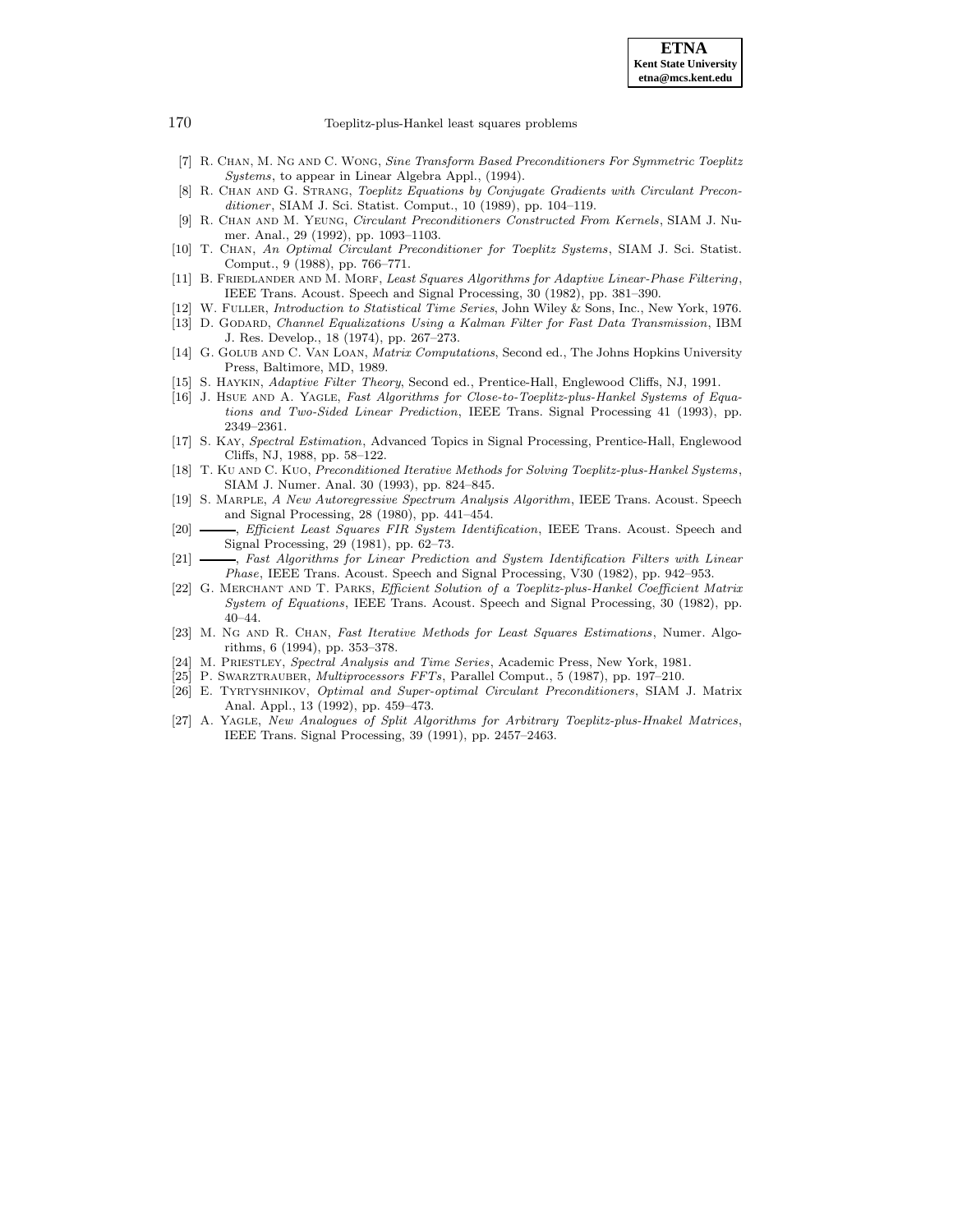[7] R. Chan, M. Ng and C. Wong, *Sine Transform Based Preconditioners For Symmetric Toeplitz Systems*, to appear in Linear Algebra Appl., (1994).

[8] R. Chan and G. Strang, *Toeplitz Equations by Conjugate Gradients with Circulant Preconditioner*, SIAM J. Sci. Statist. Comput., 10 (1989), pp. 104–119.

[9] R. Chan and M. Yeung, *Circulant Preconditioners Constructed From Kernels*, SIAM J. Numer. Anal., 29 (1992), pp. 1093–1103.

[10] T. Chan, *An Optimal Circulant Preconditioner for Toeplitz Systems*, SIAM J. Sci. Statist. Comput., 9 (1988), pp. 766–771.

[11] B. Friedlander and M. Morf, *Least Squares Algorithms for Adaptive Linear-Phase Filtering*, IEEE Trans. Acoust. Speech and Signal Processing, 30 (1982), pp. 381–390.

[12] W. Fuller, *Introduction to Statistical Time Series*, John Wiley & Sons, Inc., New York, 1976.

[13] D. Godard, *Channel Equalizations Using a Kalman Filter for Fast Data Transmission*, IBM J. Res. Develop., 18 (1974), pp. 267–273.

[14] G. Golub and C. Van Loan, *Matrix Computations*, Second ed., The Johns Hopkins University Press, Baltimore, MD, 1989.

[15] S. Haykin, *Adaptive Filter Theory*, Second ed., Prentice-Hall, Englewood Cliffs, NJ, 1991.

[16] J. Hsue and A. Yagle, *Fast Algorithms for Close-to-Toeplitz-plus-Hankel Systems of Equations and Two-Sided Linear Prediction*, IEEE Trans. Signal Processing 41 (1993), pp. 2349–2361.

[17] S. Kay, *Spectral Estimation*, Advanced Topics in Signal Processing, Prentice-Hall, Englewood Cliffs, NJ, 1988, pp. 58–122.

[18] T. Ku and C. Kuo, *Preconditioned Iterative Methods for Solving Toeplitz-plus-Hankel Systems*, SIAM J. Numer. Anal. 30 (1993), pp. 824–845.

[19] S. Marple, *A New Autoregressive Spectrum Analysis Algorithm*, IEEE Trans. Acoust. Speech and Signal Processing, 28 (1980), pp. 441–454.

[20] ———, *Efficient Least Squares FIR System Identification*, IEEE Trans. Acoust. Speech and Signal Processing, 29 (1981), pp. 62–73.

[21] ———, *Fast Algorithms for Linear Prediction and System Identification Filters with Linear Phase*, IEEE Trans. Acoust. Speech and Signal Processing, V30 (1982), pp. 942–953.

[22] G. Merchant and T. Parks, *Efficient Solution of a Toeplitz-plus-Hankel Coefficient Matrix System of Equations*, IEEE Trans. Acoust. Speech and Signal Processing, 30 (1982), pp. 40–44.

[23] M. Ng and R. Chan, *Fast Iterative Methods for Least Squares Estimations*, Numer. Algorithms, 6 (1994), pp. 353–378.

[24] M. Priestley, *Spectral Analysis and Time Series*, Academic Press, New York, 1981.

[25] P. Swarztrauber, *Multiprocessors FFTs*, Parallel Comput., 5 (1987), pp. 197–210.

[26] E. Tyrtyshnikov, *Optimal and Super-optimal Circulant Preconditioners*, SIAM J. Matrix Anal. Appl., 13 (1992), pp. 459–473.

[27] A. Yagle, *New Analogues of Split Algorithms for Arbitrary Toeplitz-plus-Hnakel Matrices*, IEEE Trans. Signal Processing, 39 (1991), pp. 2457–2463.